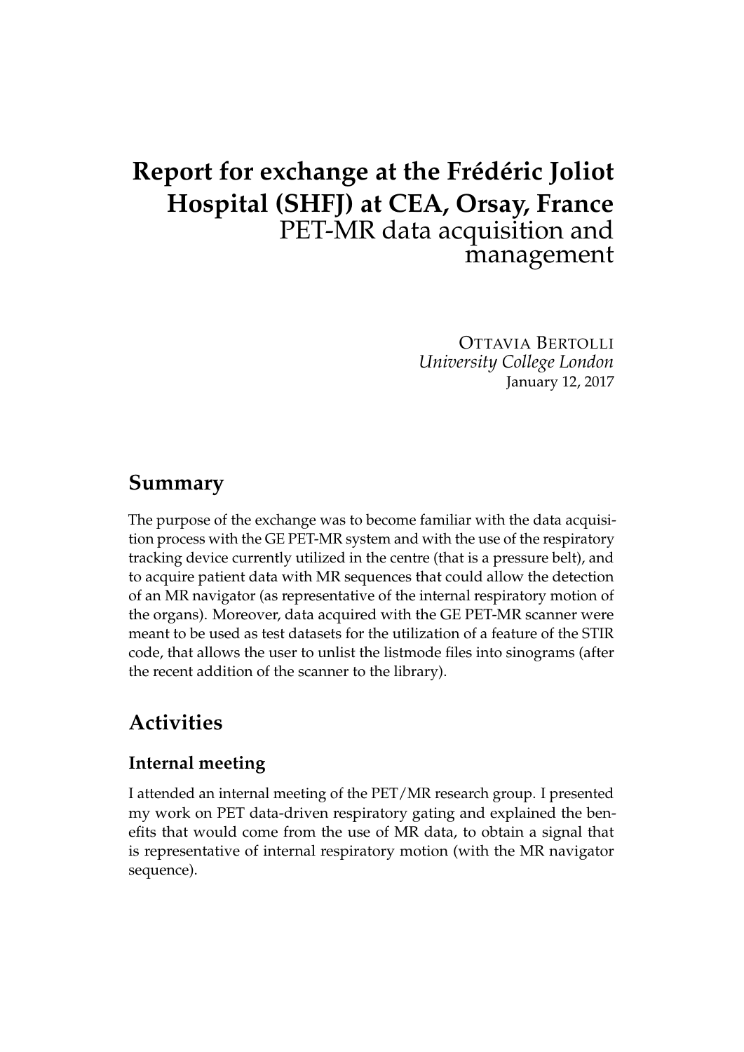# Report for exchange at the Frédéric Joliot Hospital (SHFJ) at CEA, Orsay, France

PET-MR data acquisition and management

OTTAVIA BERTOLLI  
*University College London*  
January 12, 2017

## Summary

The purpose of the exchange was to become familiar with the data acquisition process with the GE PET-MR system and with the use of the respiratory tracking device currently utilized in the centre (that is a pressure belt), and to acquire patient data with MR sequences that could allow the detection of an MR navigator (as representative of the internal respiratory motion of the organs). Moreover, data acquired with the GE PET-MR scanner were meant to be used as test datasets for the utilization of a feature of the STIR code, that allows the user to unlist the listmode files into sinograms (after the recent addition of the scanner to the library).

## Activities

### Internal meeting

I attended an internal meeting of the PET/MR research group. I presented my work on PET data-driven respiratory gating and explained the benefits that would come from the use of MR data, to obtain a signal that is representative of internal respiratory motion (with the MR navigator sequence).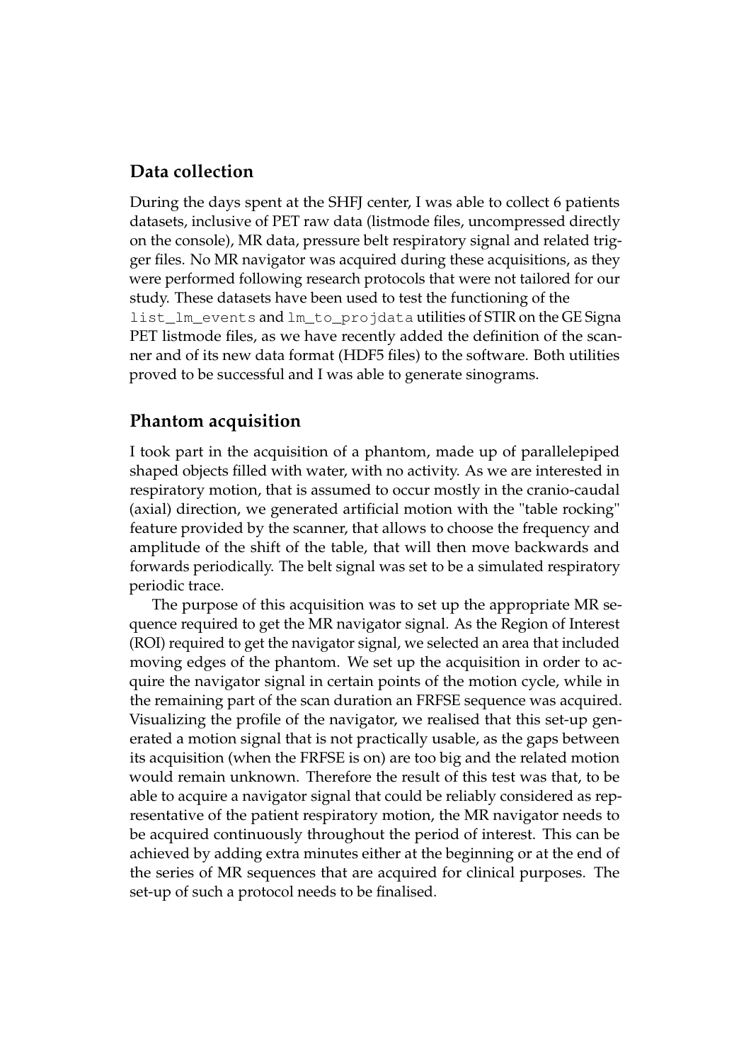## Data collection

During the days spent at the SHFJ center, I was able to collect 6 patients datasets, inclusive of PET raw data (listmode files, uncompressed directly on the console), MR data, pressure belt respiratory signal and related trigger files. No MR navigator was acquired during these acquisitions, as they were performed following research protocols that were not tailored for our study. These datasets have been used to test the functioning of the `list_lm_events` and `lm_to_projdata` utilities of STIR on the GE Signa PET listmode files, as we have recently added the definition of the scanner and of its new data format (HDF5 files) to the software. Both utilities proved to be successful and I was able to generate sinograms.

## Phantom acquisition

I took part in the acquisition of a phantom, made up of parallelepiped shaped objects filled with water, with no activity. As we are interested in respiratory motion, that is assumed to occur mostly in the cranio-caudal (axial) direction, we generated artificial motion with the "table rocking" feature provided by the scanner, that allows to choose the frequency and amplitude of the shift of the table, that will then move backwards and forwards periodically. The belt signal was set to be a simulated respiratory periodic trace.

The purpose of this acquisition was to set up the appropriate MR sequence required to get the MR navigator signal. As the Region of Interest (ROI) required to get the navigator signal, we selected an area that included moving edges of the phantom. We set up the acquisition in order to acquire the navigator signal in certain points of the motion cycle, while in the remaining part of the scan duration an FRFSE sequence was acquired. Visualizing the profile of the navigator, we realised that this set-up generated a motion signal that is not practically usable, as the gaps between its acquisition (when the FRFSE is on) are too big and the related motion would remain unknown. Therefore the result of this test was that, to be able to acquire a navigator signal that could be reliably considered as representative of the patient respiratory motion, the MR navigator needs to be acquired continuously throughout the period of interest. This can be achieved by adding extra minutes either at the beginning or at the end of the series of MR sequences that are acquired for clinical purposes. The set-up of such a protocol needs to be finalised.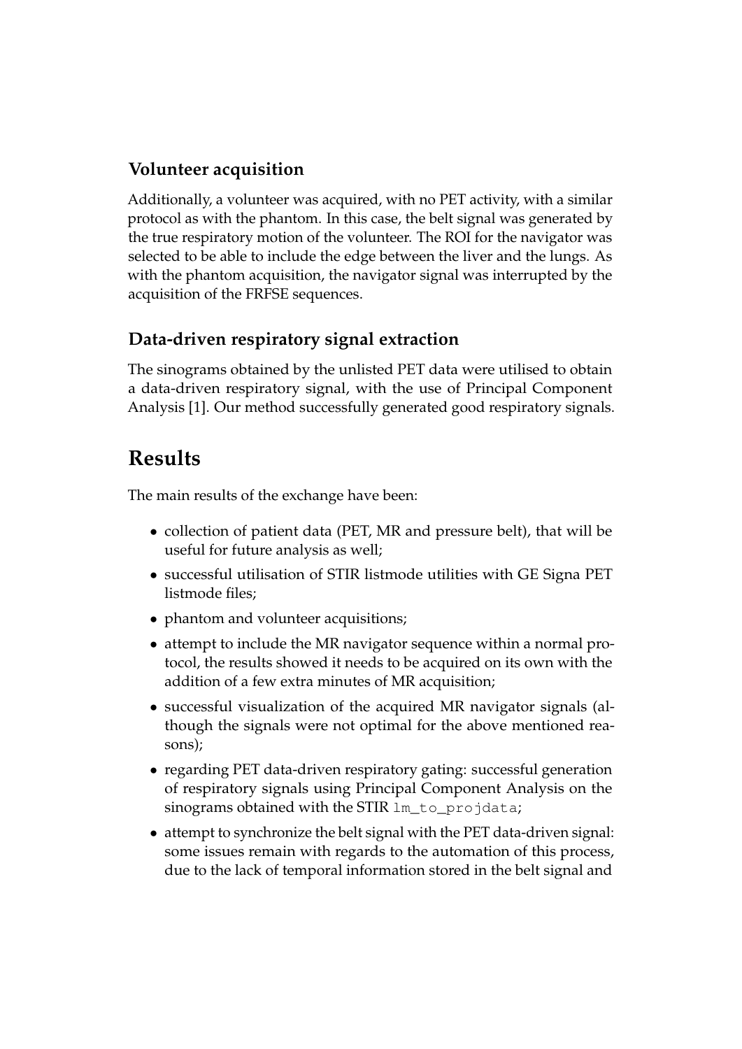### Volunteer acquisition

Additionally, a volunteer was acquired, with no PET activity, with a similar protocol as with the phantom. In this case, the belt signal was generated by the true respiratory motion of the volunteer. The ROI for the navigator was selected to be able to include the edge between the liver and the lungs. As with the phantom acquisition, the navigator signal was interrupted by the acquisition of the FRFSE sequences.

### Data-driven respiratory signal extraction

The sinograms obtained by the unlisted PET data were utilised to obtain a data-driven respiratory signal, with the use of Principal Component Analysis [1]. Our method successfully generated good respiratory signals.

## Results

The main results of the exchange have been:

- collection of patient data (PET, MR and pressure belt), that will be useful for future analysis as well;
- successful utilisation of STIR listmode utilities with GE Signa PET listmode files;
- phantom and volunteer acquisitions;
- attempt to include the MR navigator sequence within a normal protocol, the results showed it needs to be acquired on its own with the addition of a few extra minutes of MR acquisition;
- successful visualization of the acquired MR navigator signals (although the signals were not optimal for the above mentioned reasons);
- regarding PET data-driven respiratory gating: successful generation of respiratory signals using Principal Component Analysis on the sinograms obtained with the STIR `lm_to_projdata`;
- attempt to synchronize the belt signal with the PET data-driven signal: some issues remain with regards to the automation of this process, due to the lack of temporal information stored in the belt signal and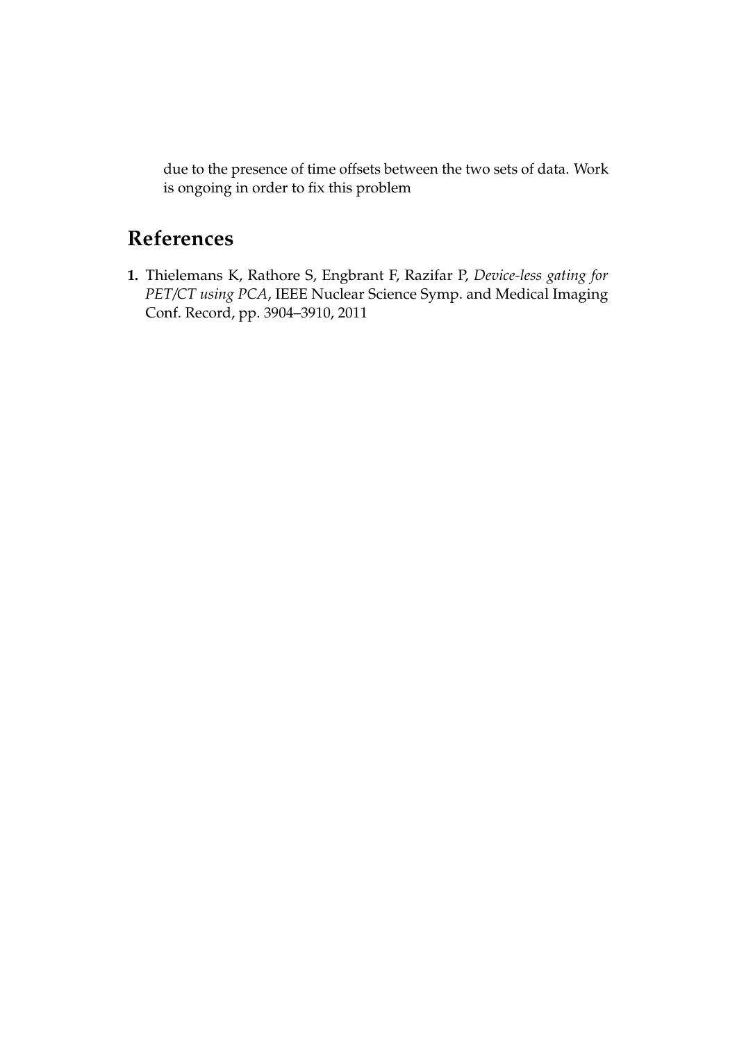due to the presence of time offsets between the two sets of data. Work is ongoing in order to fix this problem

## References

**1.** Thielemans K, Rathore S, Engbrant F, Razifar P, *Device-less gating for PET/CT using PCA*, IEEE Nuclear Science Symp. and Medical Imaging Conf. Record, pp. 3904–3910, 2011